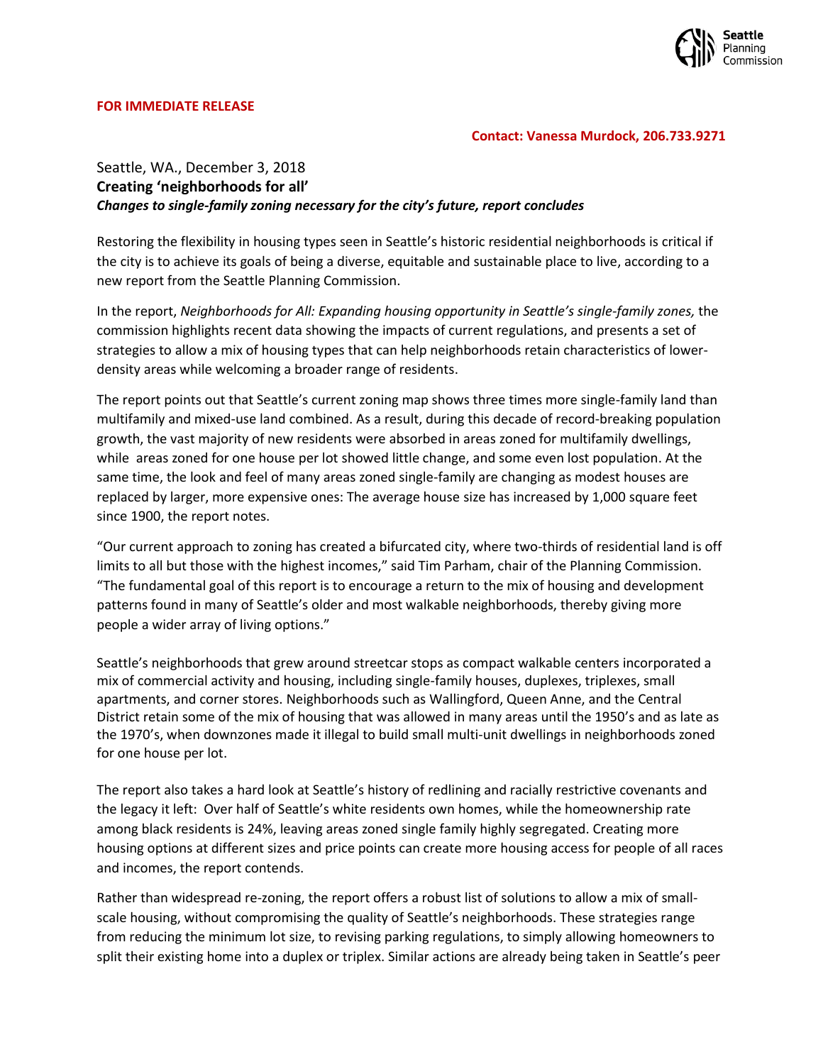**FOR IMMEDIATE RELEASE**

**Contact: Vanessa Murdock, 206.733.9271**

Seattle, WA., December 3, 2018

# Creating 'neighborhoods for all'

***Changes to single-family zoning necessary for the city's future, report concludes***

Restoring the flexibility in housing types seen in Seattle's historic residential neighborhoods is critical if the city is to achieve its goals of being a diverse, equitable and sustainable place to live, according to a new report from the Seattle Planning Commission.

In the report, *Neighborhoods for All: Expanding housing opportunity in Seattle's single-family zones,* the commission highlights recent data showing the impacts of current regulations, and presents a set of strategies to allow a mix of housing types that can help neighborhoods retain characteristics of lower-density areas while welcoming a broader range of residents.

The report points out that Seattle's current zoning map shows three times more single-family land than multifamily and mixed-use land combined. As a result, during this decade of record-breaking population growth, the vast majority of new residents were absorbed in areas zoned for multifamily dwellings, while areas zoned for one house per lot showed little change, and some even lost population. At the same time, the look and feel of many areas zoned single-family are changing as modest houses are replaced by larger, more expensive ones: The average house size has increased by 1,000 square feet since 1900, the report notes.

"Our current approach to zoning has created a bifurcated city, where two-thirds of residential land is off limits to all but those with the highest incomes," said Tim Parham, chair of the Planning Commission. "The fundamental goal of this report is to encourage a return to the mix of housing and development patterns found in many of Seattle's older and most walkable neighborhoods, thereby giving more people a wider array of living options."

Seattle's neighborhoods that grew around streetcar stops as compact walkable centers incorporated a mix of commercial activity and housing, including single-family houses, duplexes, triplexes, small apartments, and corner stores. Neighborhoods such as Wallingford, Queen Anne, and the Central District retain some of the mix of housing that was allowed in many areas until the 1950's and as late as the 1970's, when downzones made it illegal to build small multi-unit dwellings in neighborhoods zoned for one house per lot.

The report also takes a hard look at Seattle's history of redlining and racially restrictive covenants and the legacy it left: Over half of Seattle's white residents own homes, while the homeownership rate among black residents is 24%, leaving areas zoned single family highly segregated. Creating more housing options at different sizes and price points can create more housing access for people of all races and incomes, the report contends.

Rather than widespread re-zoning, the report offers a robust list of solutions to allow a mix of small-scale housing, without compromising the quality of Seattle's neighborhoods. These strategies range from reducing the minimum lot size, to revising parking regulations, to simply allowing homeowners to split their existing home into a duplex or triplex. Similar actions are already being taken in Seattle's peer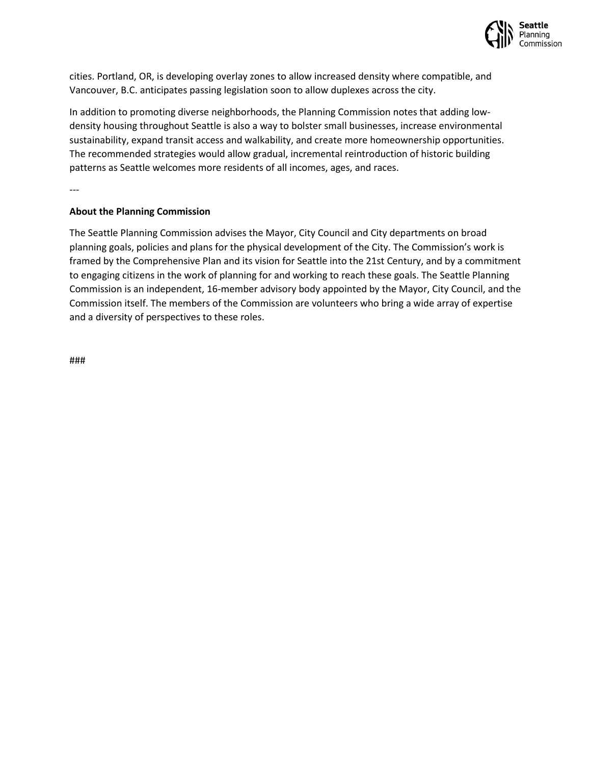cities. Portland, OR, is developing overlay zones to allow increased density where compatible, and Vancouver, B.C. anticipates passing legislation soon to allow duplexes across the city.

In addition to promoting diverse neighborhoods, the Planning Commission notes that adding low-density housing throughout Seattle is also a way to bolster small businesses, increase environmental sustainability, expand transit access and walkability, and create more homeownership opportunities. The recommended strategies would allow gradual, incremental reintroduction of historic building patterns as Seattle welcomes more residents of all incomes, ages, and races.

---

**About the Planning Commission**

The Seattle Planning Commission advises the Mayor, City Council and City departments on broad planning goals, policies and plans for the physical development of the City. The Commission's work is framed by the Comprehensive Plan and its vision for Seattle into the 21st Century, and by a commitment to engaging citizens in the work of planning for and working to reach these goals. The Seattle Planning Commission is an independent, 16-member advisory body appointed by the Mayor, City Council, and the Commission itself. The members of the Commission are volunteers who bring a wide array of expertise and a diversity of perspectives to these roles.

###